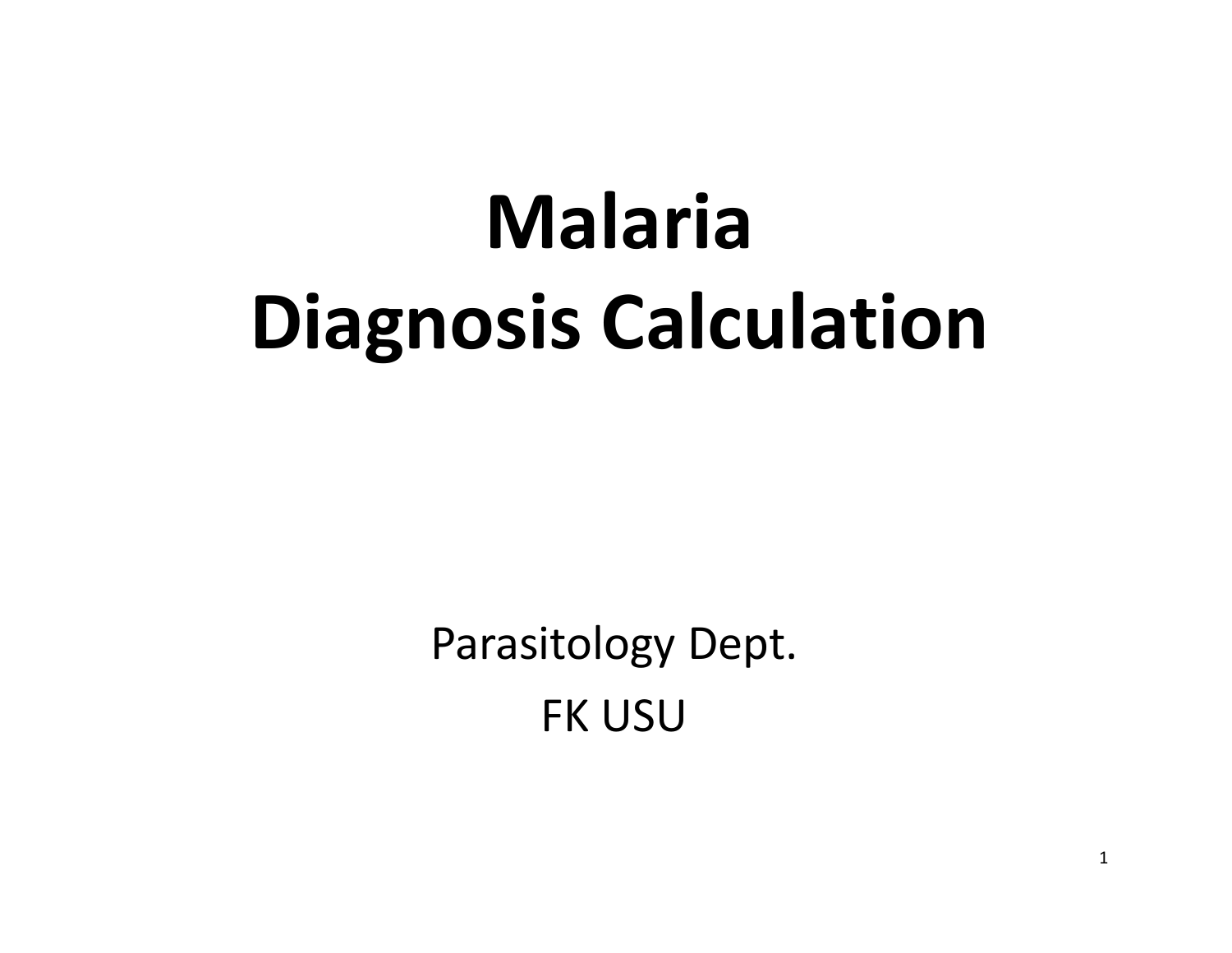# Malaria
# Diagnosis Calculation

Parasitology Dept.

FK USU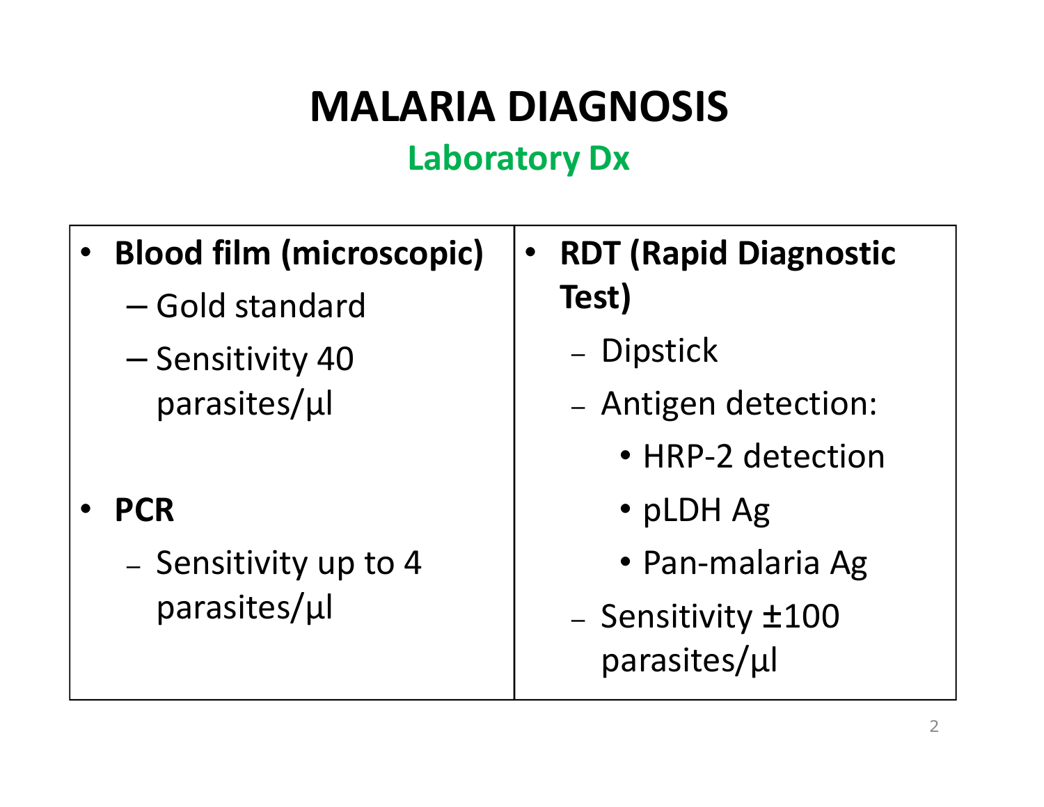# MALARIA DIAGNOSIS

## Laboratory Dx

- **Blood film (microscopic)**
  - Gold standard
  - Sensitivity 40 parasites/µl
- **PCR**
  - Sensitivity up to 4 parasites/µl

- **RDT (Rapid Diagnostic Test)**
  - Dipstick
  - Antigen detection:
    - HRP-2 detection
    - pLDH Ag
    - Pan-malaria Ag
  - Sensitivity ±100 parasites/µl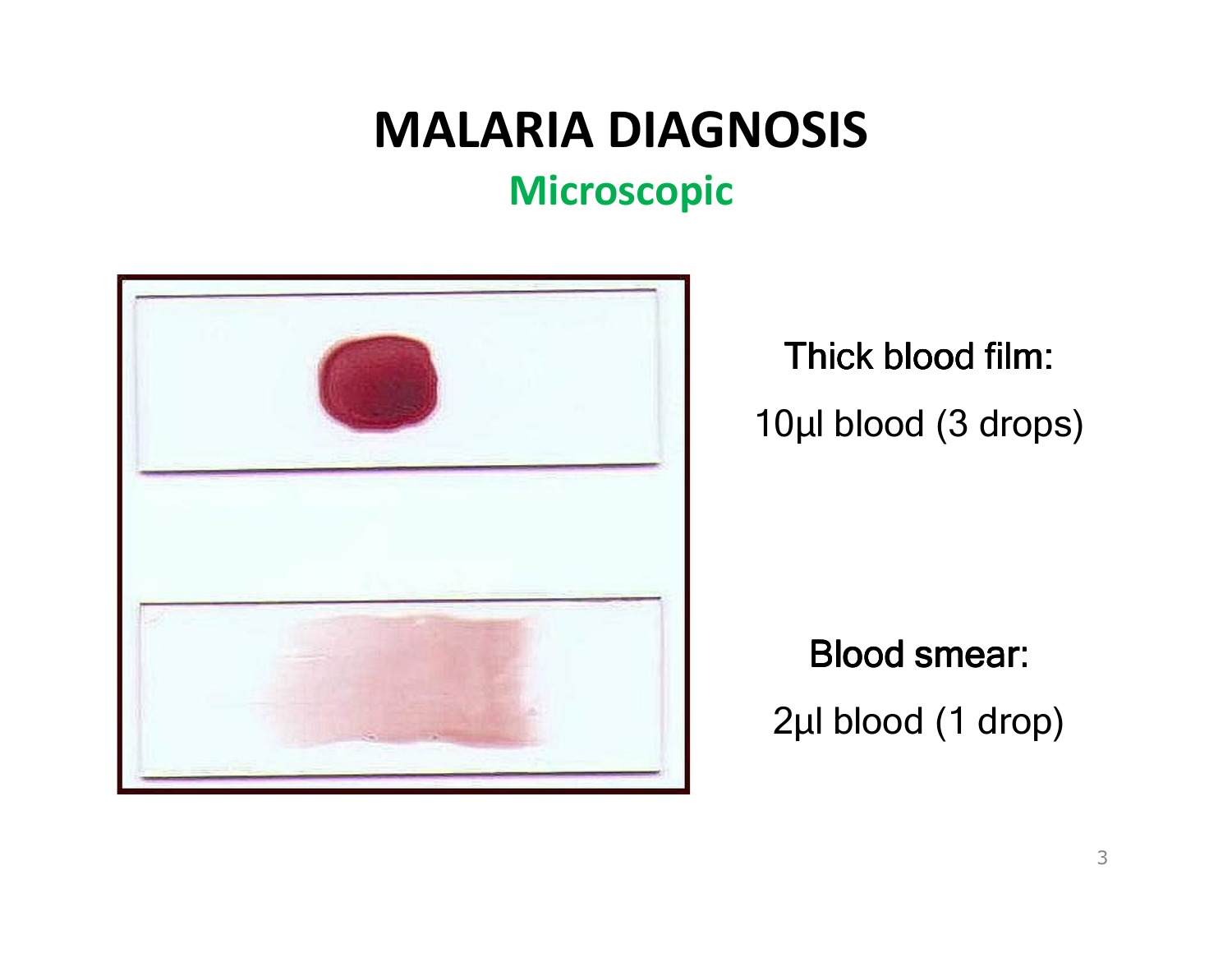# MALARIA DIAGNOSIS

## Microscopic

**Thick blood film:**

10µl blood (3 drops)

**Blood smear:**

2µl blood (1 drop)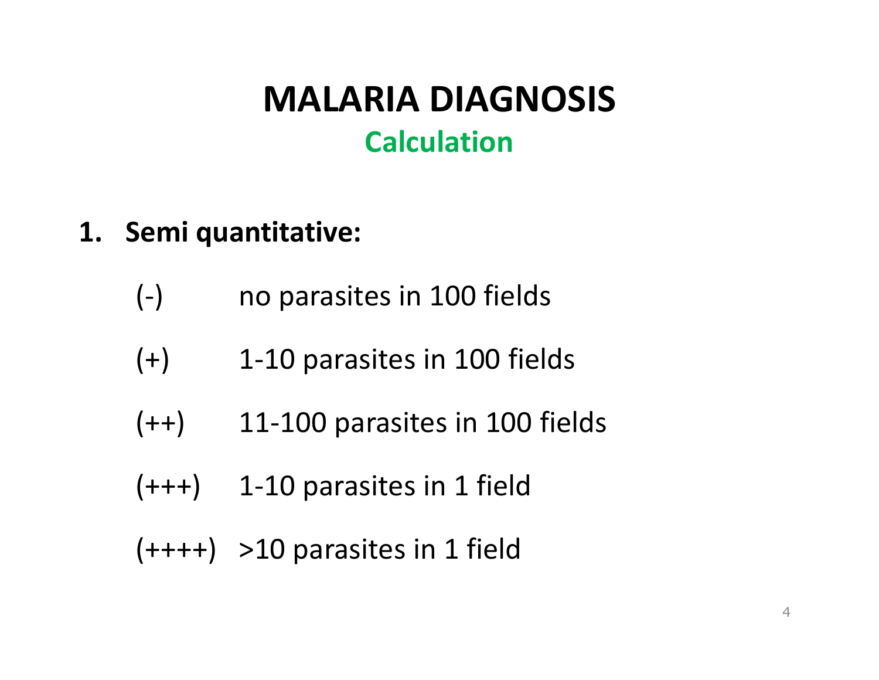# MALARIA DIAGNOSIS

## Calculation

1. **Semi quantitative:**

   (-) no parasites in 100 fields

   (+) 1-10 parasites in 100 fields

   (++) 11-100 parasites in 100 fields

   (+++) 1-10 parasites in 1 field

   (++++) >10 parasites in 1 field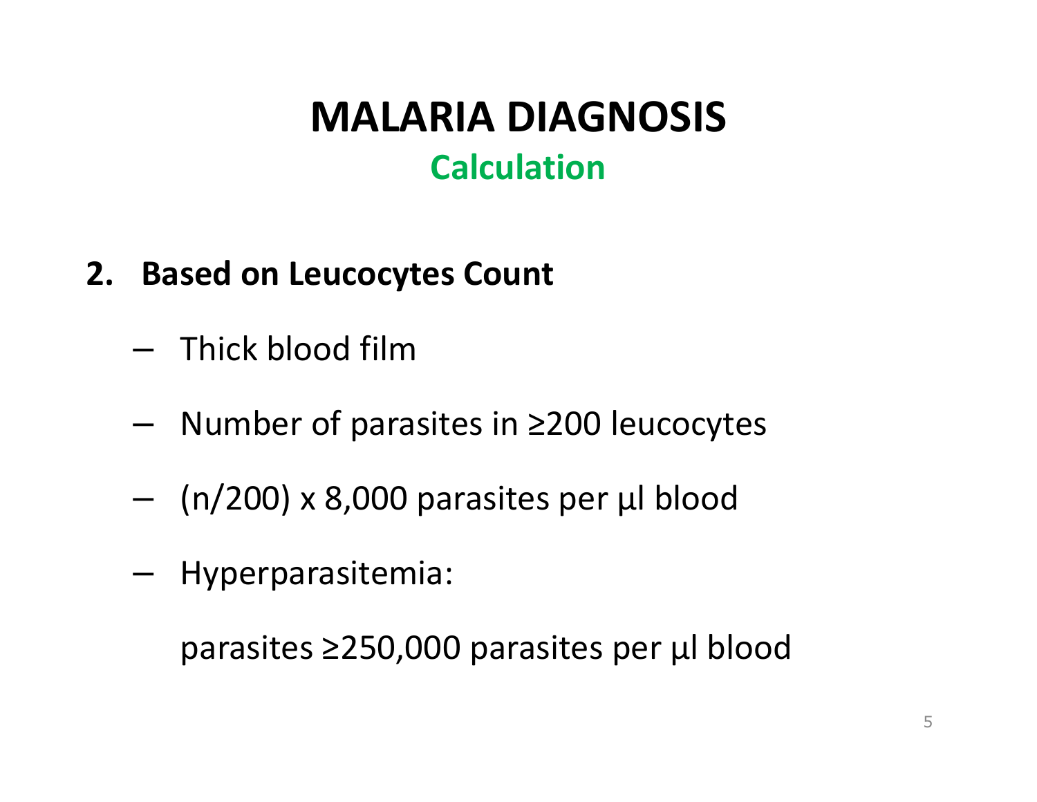# MALARIA DIAGNOSIS

## Calculation

2. **Based on Leucocytes Count**

   - Thick blood film
   - Number of parasites in ≥200 leucocytes
   - $(n/200) \times 8{,}000$ parasites per µl blood
   - Hyperparasitemia:

     parasites ≥250,000 parasites per µl blood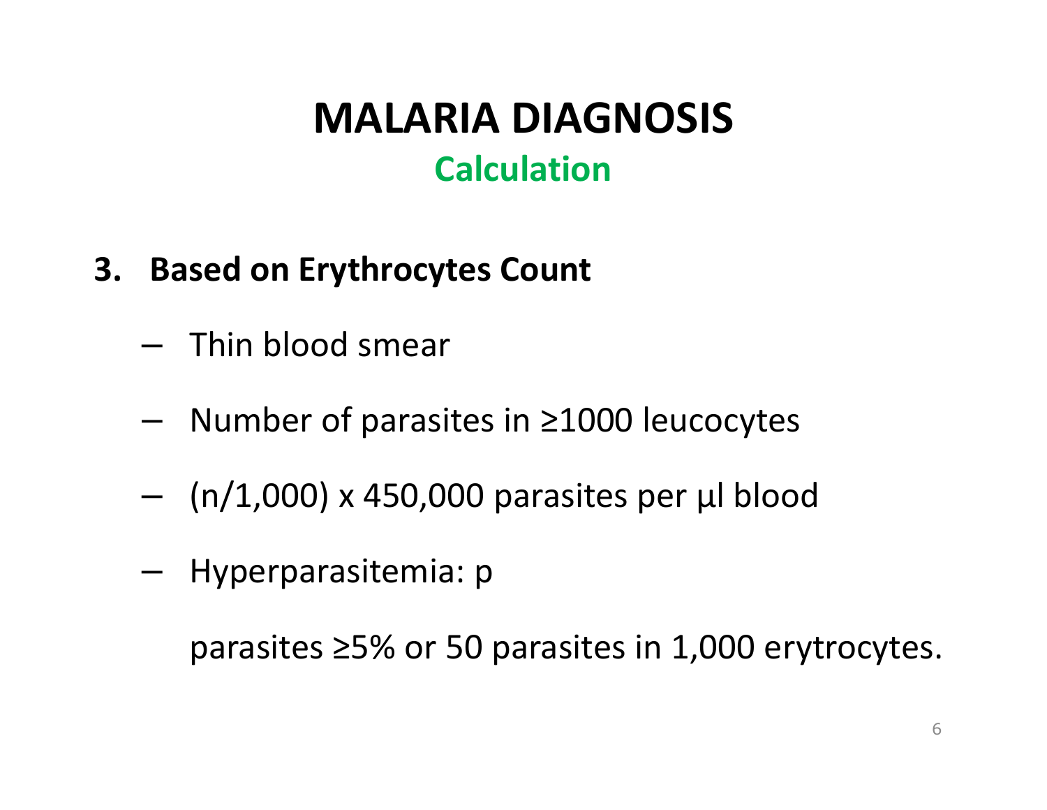# MALARIA DIAGNOSIS

## Calculation

3. **Based on Erythrocytes Count**

   - Thin blood smear
   - Number of parasites in ≥1000 leucocytes
   - (n/1,000) x 450,000 parasites per µl blood
   - Hyperparasitemia: p

     parasites ≥5% or 50 parasites in 1,000 erytrocytes.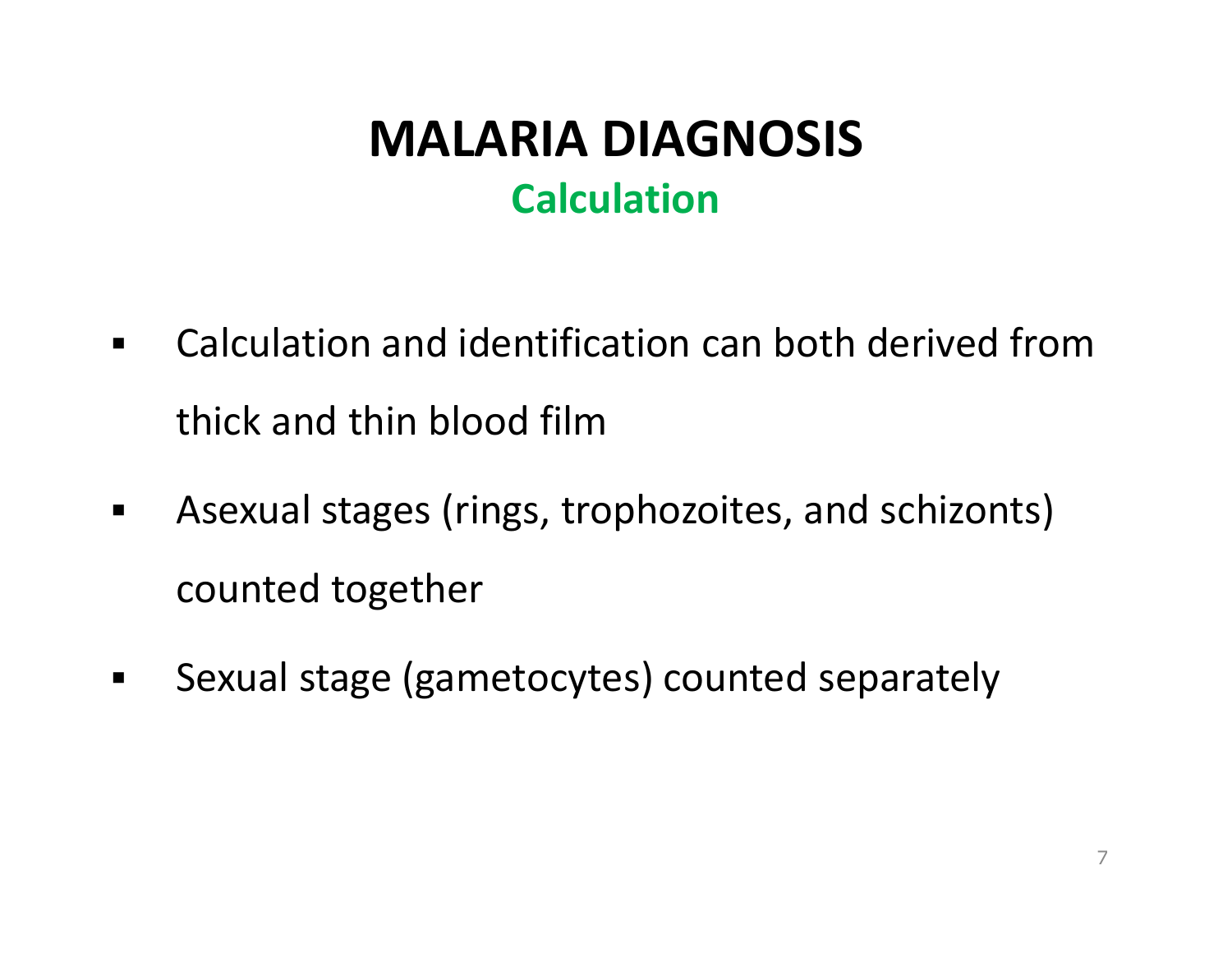# MALARIA DIAGNOSIS

## Calculation

- Calculation and identification can both derived from thick and thin blood film
- Asexual stages (rings, trophozoites, and schizonts) counted together
- Sexual stage (gametocytes) counted separately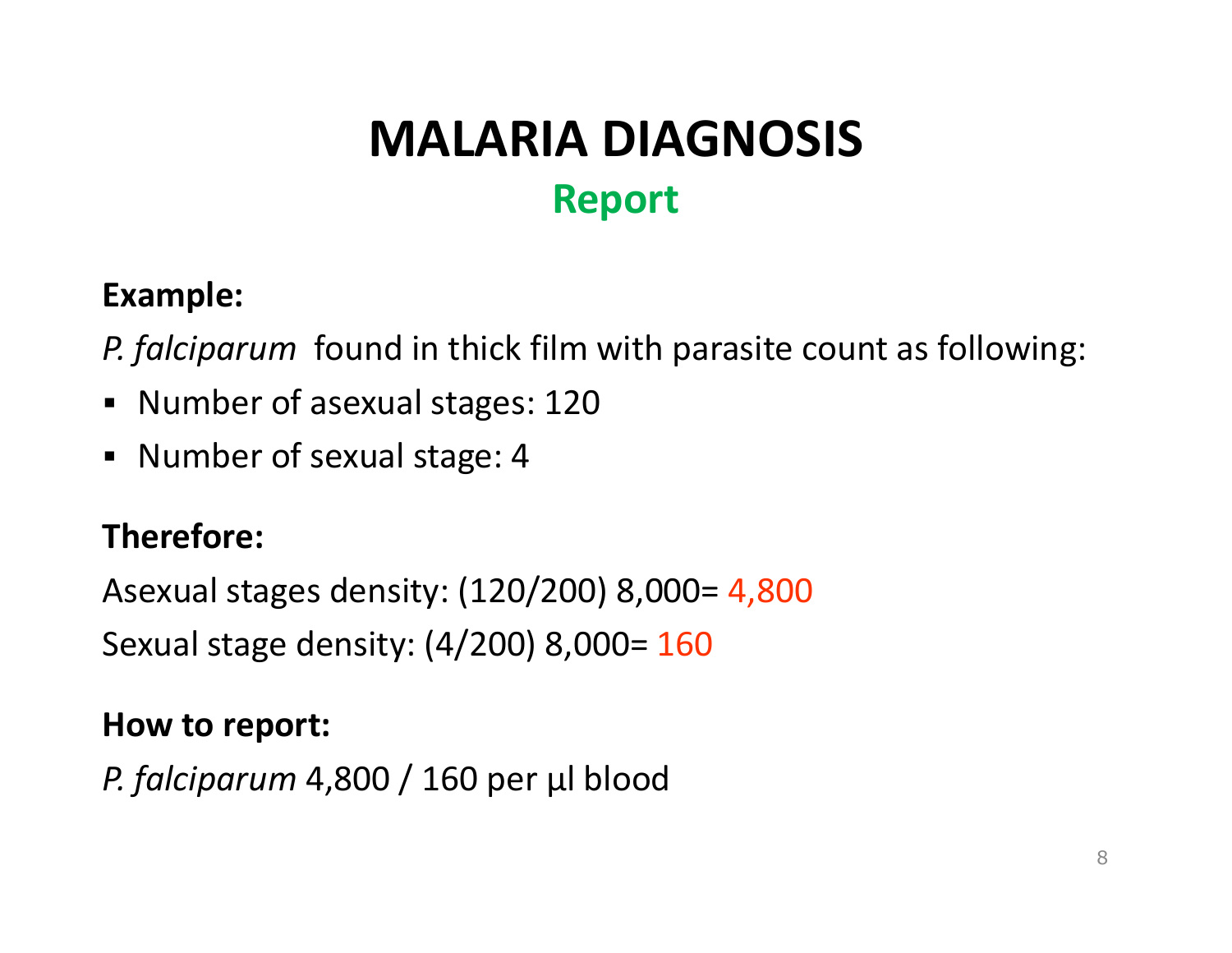# MALARIA DIAGNOSIS

## Report

**Example:**

*P. falciparum* found in thick film with parasite count as following:

- Number of asexual stages: 120
- Number of sexual stage: 4

**Therefore:**

Asexual stages density: (120/200) 8,000= 4,800

Sexual stage density: (4/200) 8,000= 160

**How to report:**

*P. falciparum* 4,800 / 160 per µl blood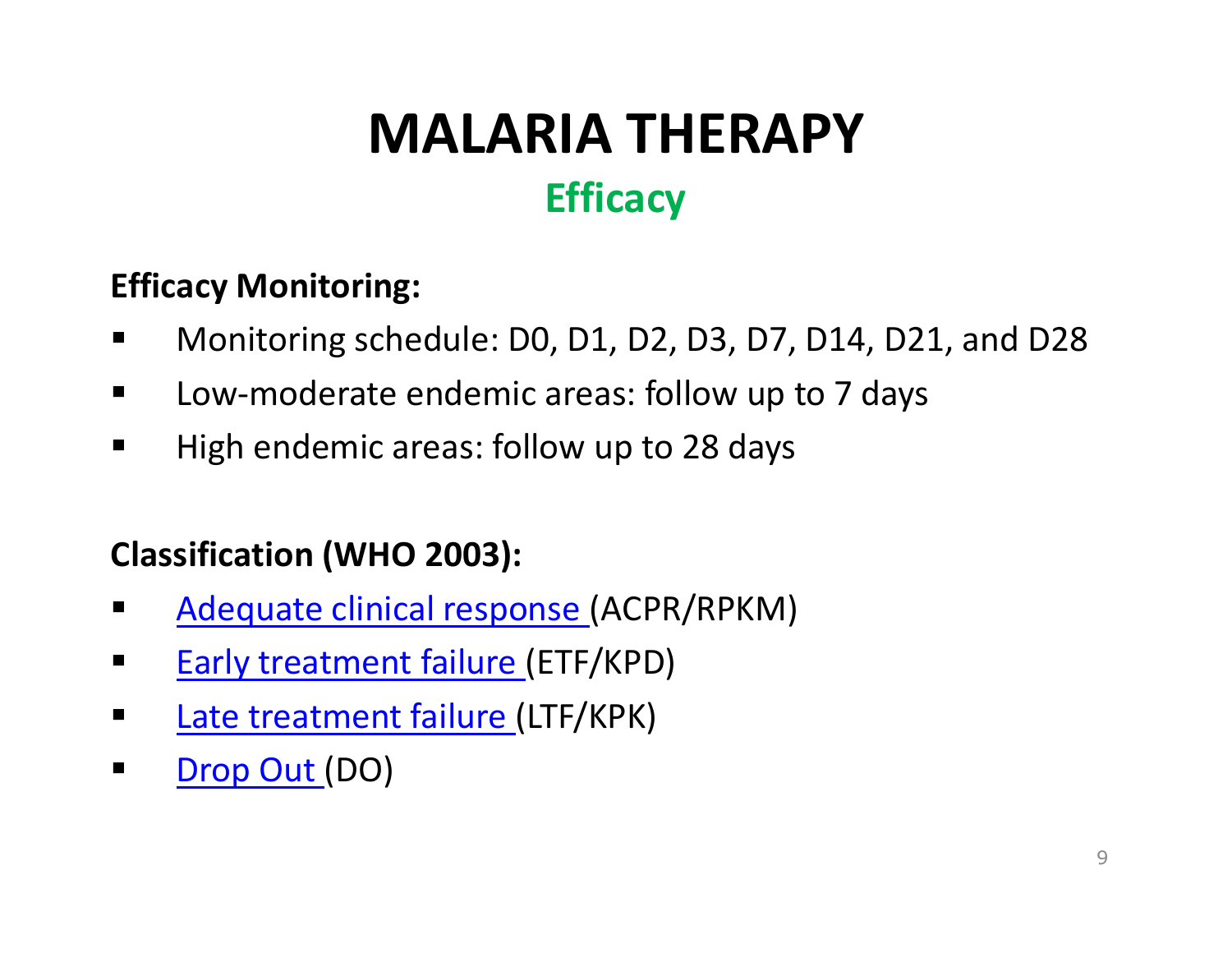# MALARIA THERAPY

## Efficacy

**Efficacy Monitoring:**

- Monitoring schedule: D0, D1, D2, D3, D7, D14, D21, and D28
- Low-moderate endemic areas: follow up to 7 days
- High endemic areas: follow up to 28 days

**Classification (WHO 2003):**

- Adequate clinical response (ACPR/RPKM)
- Early treatment failure (ETF/KPD)
- Late treatment failure (LTF/KPK)
- Drop Out (DO)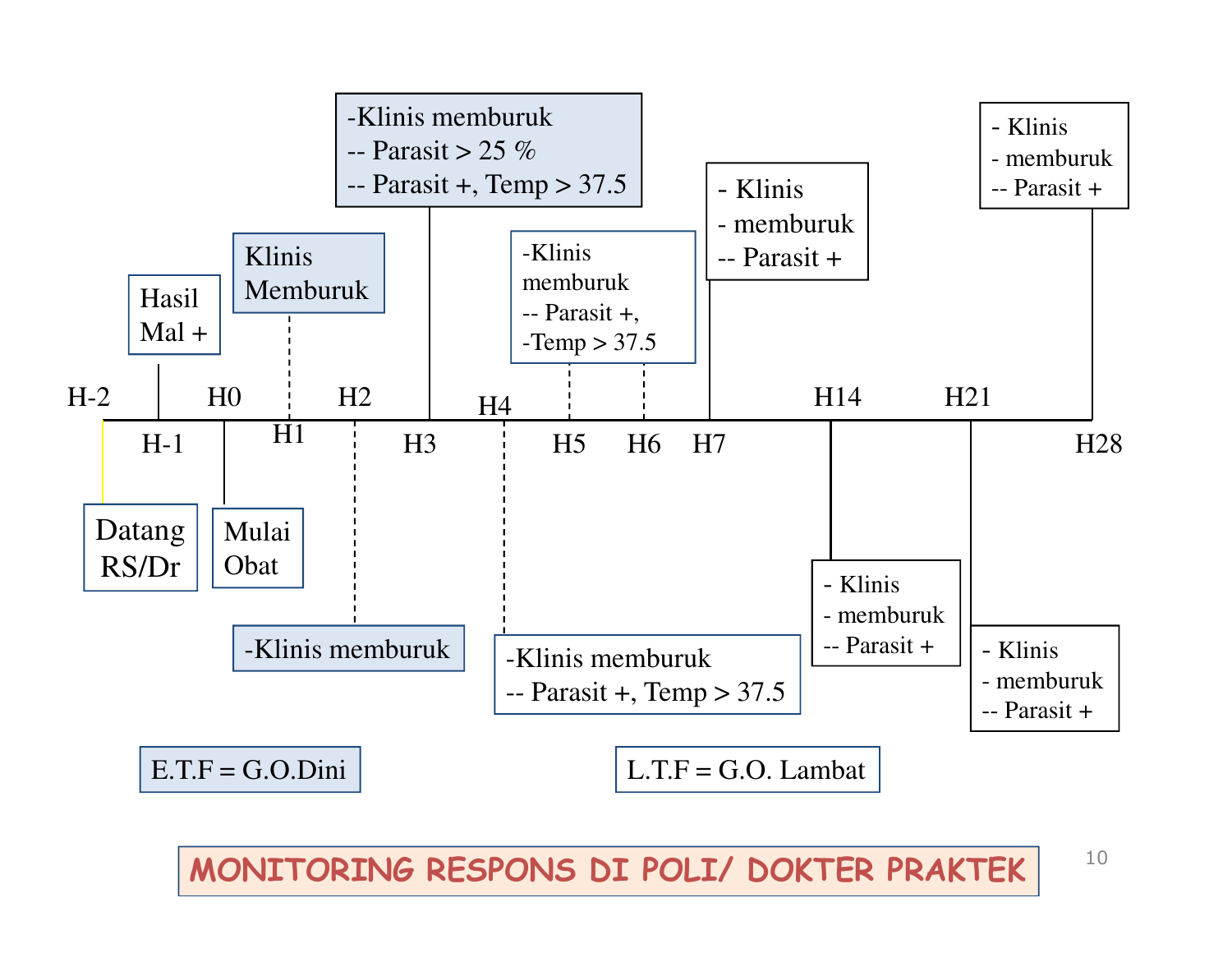# MONITORING RESPONS DI POLI/ DOKTER PRAKTEK

H-2 — Datang RS/Dr

H-1 — Hasil Mal +

H0 — Mulai Obat

H1 — Klinis Memburuk

H2 — -Klinis memburuk

H3 — -Klinis memburuk -- Parasit > 25 % -- Parasit +, Temp > 37.5

H4 — -Klinis memburuk -- Parasit +, Temp > 37.5

H5, H6 — -Klinis memburuk -- Parasit +, -Temp > 37.5

H7 — - Klinis - memburuk -- Parasit +

H14 — - Klinis - memburuk -- Parasit +

H21 — - Klinis - memburuk -- Parasit +

H28 — - Klinis - memburuk -- Parasit +

E.T.F = G.O.Dini

L.T.F = G.O. Lambat